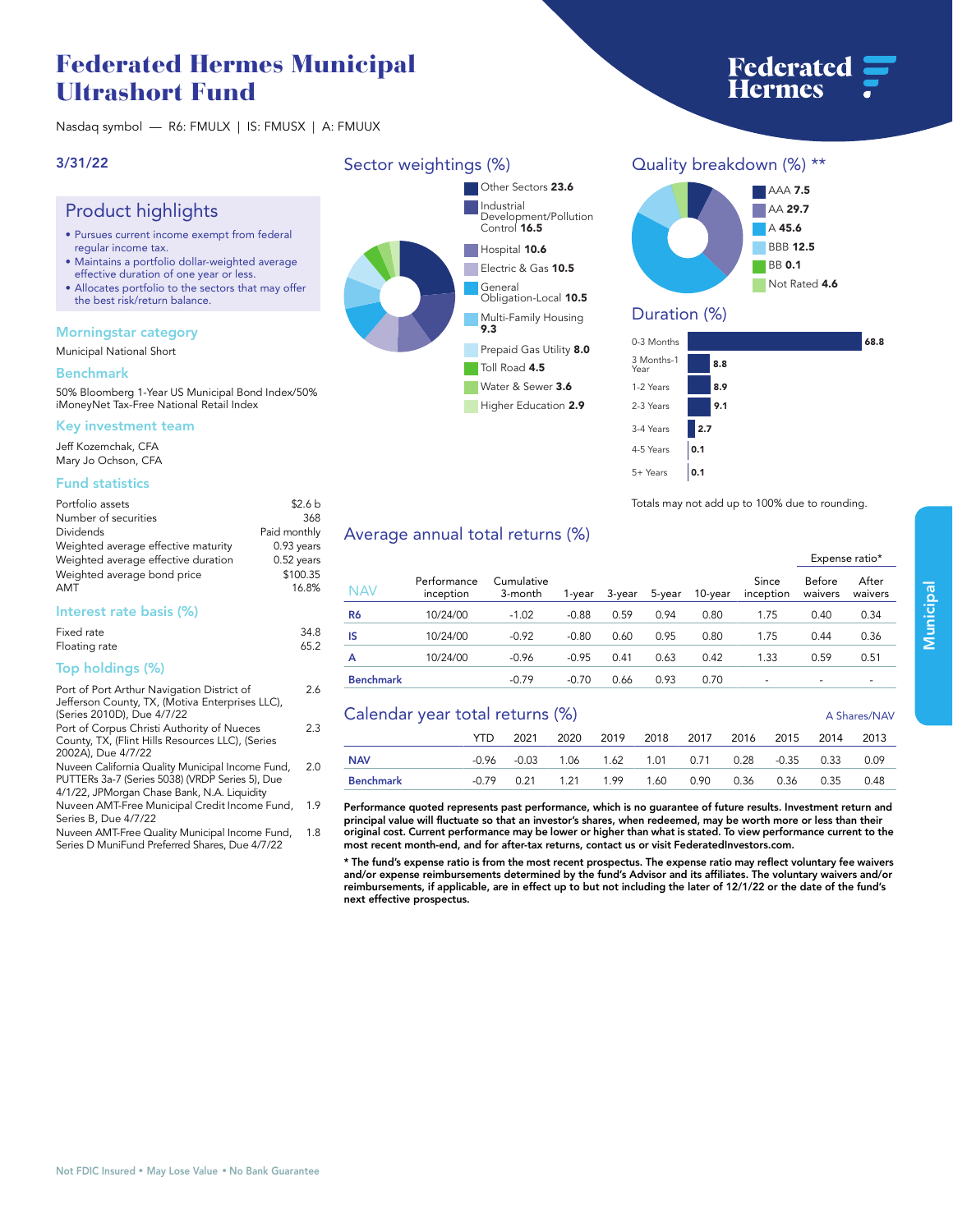# Federated Hermes Municipal Ultrashort Fund

Nasdaq symbol — R6: FMULX | IS: FMUSX | A: FMUUX

3/31/22

## Product highlights

- Pursues current income exempt from federal regular income tax.
- Maintains a portfolio dollar-weighted average effective duration of one year or less.
- Allocates portfolio to the sectors that may offer the best risk/return balance.

### Morningstar category

Municipal National Short

### Benchmark

50% Bloomberg 1-Year US Municipal Bond Index/50% iMoneyNet Tax-Free National Retail Index

### Key investment team

Jeff Kozemchak, CFA
Mary Jo Ochson, CFA

### Fund statistics

| | |
|---|---|
| Portfolio assets | $2.6 b |
| Number of securities | 368 |
| Dividends | Paid monthly |
| Weighted average effective maturity | 0.93 years |
| Weighted average effective duration | 0.52 years |
| Weighted average bond price | $100.35 |
| AMT | 16.8% |

### Interest rate basis (%)

| | |
|---|---|
| Fixed rate | 34.8 |
| Floating rate | 65.2 |

### Top holdings (%)

| | |
|---|---|
| Port of Port Arthur Navigation District of Jefferson County, TX, (Motiva Enterprises LLC), (Series 2010D), Due 4/7/22 | 2.6 |
| Port of Corpus Christi Authority of Nueces County, TX, (Flint Hills Resources LLC), (Series 2002A), Due 4/7/22 | 2.3 |
| Nuveen California Quality Municipal Income Fund, PUTTERs 3a-7 (Series 5038) (VRDP Series 5), Due 4/1/22, JPMorgan Chase Bank, N.A. Liquidity | 2.0 |
| Nuveen AMT-Free Municipal Credit Income Fund, Series B, Due 4/7/22 | 1.9 |
| Nuveen AMT-Free Quality Municipal Income Fund, Series D MuniFund Preferred Shares, Due 4/7/22 | 1.8 |

## Sector weightings (%)

| Sector | % |
|---|---|
| Other Sectors | 23.6 |
| Industrial Development/Pollution Control | 16.5 |
| Hospital | 10.6 |
| Electric & Gas | 10.5 |
| General Obligation-Local | 10.5 |
| Multi-Family Housing | 9.3 |
| Prepaid Gas Utility | 8.0 |
| Toll Road | 4.5 |
| Water & Sewer | 3.6 |
| Higher Education | 2.9 |

## Quality breakdown (%) **

| Rating | % |
|---|---|
| AAA | 7.5 |
| AA | 29.7 |
| A | 45.6 |
| BBB | 12.5 |
| BB | 0.1 |
| Not Rated | 4.6 |

## Duration (%)

| Duration | % |
|---|---|
| 0-3 Months | 68.8 |
| 3 Months-1 Year | 8.8 |
| 1-2 Years | 8.9 |
| 2-3 Years | 9.1 |
| 3-4 Years | 2.7 |
| 4-5 Years | 0.1 |
| 5+ Years | 0.1 |

Totals may not add up to 100% due to rounding.

## Average annual total returns (%)

| | | | | | | | | Expense ratio* | |
|---|---|---|---|---|---|---|---|---|---|
| NAV | Performance inception | Cumulative 3-month | 1-year | 3-year | 5-year | 10-year | Since inception | Before waivers | After waivers |
| R6 | 10/24/00 | -1.02 | -0.88 | 0.59 | 0.94 | 0.80 | 1.75 | 0.40 | 0.34 |
| IS | 10/24/00 | -0.92 | -0.80 | 0.60 | 0.95 | 0.80 | 1.75 | 0.44 | 0.36 |
| A | 10/24/00 | -0.96 | -0.95 | 0.41 | 0.63 | 0.42 | 1.33 | 0.59 | 0.51 |
| Benchmark | | -0.79 | -0.70 | 0.66 | 0.93 | 0.70 | - | - | - |

## Calendar year total returns (%)

A Shares/NAV

| | YTD | 2021 | 2020 | 2019 | 2018 | 2017 | 2016 | 2015 | 2014 | 2013 |
|---|---|---|---|---|---|---|---|---|---|---|
| NAV | -0.96 | -0.03 | 1.06 | 1.62 | 1.01 | 0.71 | 0.28 | -0.35 | 0.33 | 0.09 |
| Benchmark | -0.79 | 0.21 | 1.21 | 1.99 | 1.60 | 0.90 | 0.36 | 0.36 | 0.35 | 0.48 |

**Performance quoted represents past performance, which is no guarantee of future results. Investment return and principal value will fluctuate so that an investor's shares, when redeemed, may be worth more or less than their original cost. Current performance may be lower or higher than what is stated. To view performance current to the most recent month-end, and for after-tax returns, contact us or visit FederatedInvestors.com.**

**\* The fund's expense ratio is from the most recent prospectus. The expense ratio may reflect voluntary fee waivers and/or expense reimbursements determined by the fund's Advisor and its affiliates. The voluntary waivers and/or reimbursements, if applicable, are in effect up to but not including the later of 12/1/22 or the date of the fund's next effective prospectus.**

Not FDIC Insured • May Lose Value • No Bank Guarantee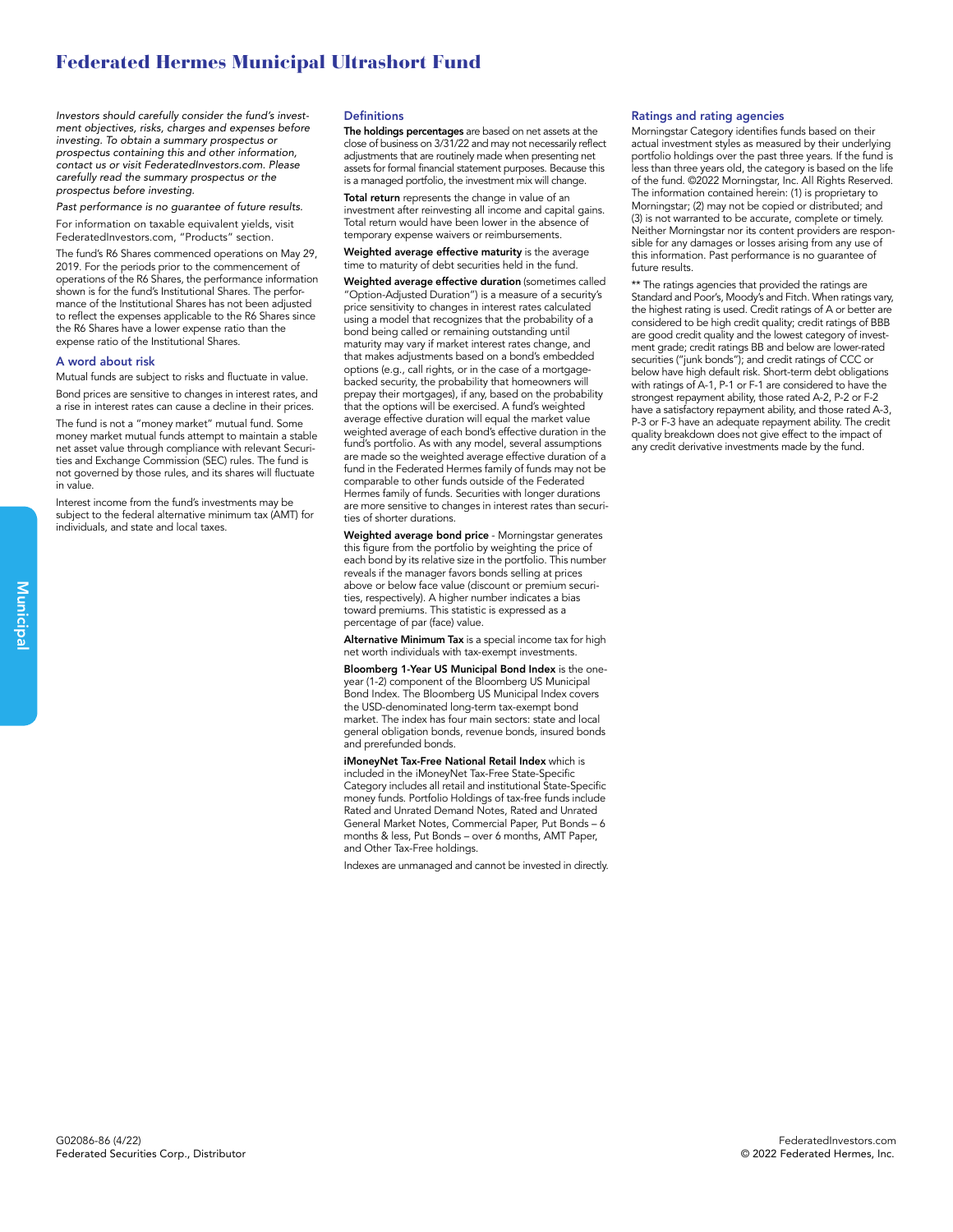# Federated Hermes Municipal Ultrashort Fund

*Investors should carefully consider the fund's investment objectives, risks, charges and expenses before investing. To obtain a summary prospectus or prospectus containing this and other information, contact us or visit FederatedInvestors.com. Please carefully read the summary prospectus or the prospectus before investing.*

*Past performance is no guarantee of future results.*

For information on taxable equivalent yields, visit FederatedInvestors.com, "Products" section.

The fund's R6 Shares commenced operations on May 29, 2019. For the periods prior to the commencement of operations of the R6 Shares, the performance information shown is for the fund's Institutional Shares. The performance of the Institutional Shares has not been adjusted to reflect the expenses applicable to the R6 Shares since the R6 Shares have a lower expense ratio than the expense ratio of the Institutional Shares.

## A word about risk

Mutual funds are subject to risks and fluctuate in value.

Bond prices are sensitive to changes in interest rates, and a rise in interest rates can cause a decline in their prices.

The fund is not a "money market" mutual fund. Some money market mutual funds attempt to maintain a stable net asset value through compliance with relevant Securities and Exchange Commission (SEC) rules. The fund is not governed by those rules, and its shares will fluctuate in value.

Interest income from the fund's investments may be subject to the federal alternative minimum tax (AMT) for individuals, and state and local taxes.

## Definitions

**The holdings percentages** are based on net assets at the close of business on 3/31/22 and may not necessarily reflect adjustments that are routinely made when presenting net assets for formal financial statement purposes. Because this is a managed portfolio, the investment mix will change.

**Total return** represents the change in value of an investment after reinvesting all income and capital gains. Total return would have been lower in the absence of temporary expense waivers or reimbursements.

**Weighted average effective maturity** is the average time to maturity of debt securities held in the fund.

**Weighted average effective duration** (sometimes called "Option-Adjusted Duration") is a measure of a security's price sensitivity to changes in interest rates calculated using a model that recognizes that the probability of a bond being called or remaining outstanding until maturity may vary if market interest rates change, and that makes adjustments based on a bond's embedded options (e.g., call rights, or in the case of a mortgage-backed security, the probability that homeowners will prepay their mortgages), if any, based on the probability that the options will be exercised. A fund's weighted average effective duration will equal the market value weighted average of each bond's effective duration in the fund's portfolio. As with any model, several assumptions are made so the weighted average effective duration of a fund in the Federated Hermes family of funds may not be comparable to other funds outside of the Federated Hermes family of funds. Securities with longer durations are more sensitive to changes in interest rates than securities of shorter durations.

**Weighted average bond price** - Morningstar generates this figure from the portfolio by weighting the price of each bond by its relative size in the portfolio. This number reveals if the manager favors bonds selling at prices above or below face value (discount or premium securities, respectively). A higher number indicates a bias toward premiums. This statistic is expressed as a percentage of par (face) value.

**Alternative Minimum Tax** is a special income tax for high net worth individuals with tax-exempt investments.

**Bloomberg 1-Year US Municipal Bond Index** is the one-year (1-2) component of the Bloomberg US Municipal Bond Index. The Bloomberg US Municipal Index covers the USD-denominated long-term tax-exempt bond market. The index has four main sectors: state and local general obligation bonds, revenue bonds, insured bonds and prerefunded bonds.

**iMoneyNet Tax-Free National Retail Index** which is included in the iMoneyNet Tax-Free State-Specific Category includes all retail and institutional State-Specific money funds. Portfolio Holdings of tax-free funds include Rated and Unrated Demand Notes, Rated and Unrated General Market Notes, Commercial Paper, Put Bonds – 6 months & less, Put Bonds – over 6 months, AMT Paper, and Other Tax-Free holdings.

Indexes are unmanaged and cannot be invested in directly.

## Ratings and rating agencies

Morningstar Category identifies funds based on their actual investment styles as measured by their underlying portfolio holdings over the past three years. If the fund is less than three years old, the category is based on the life of the fund. ©2022 Morningstar, Inc. All Rights Reserved. The information contained herein: (1) is proprietary to Morningstar; (2) may not be copied or distributed; and (3) is not warranted to be accurate, complete or timely. Neither Morningstar nor its content providers are responsible for any damages or losses arising from any use of this information. Past performance is no guarantee of future results.

** The ratings agencies that provided the ratings are Standard and Poor's, Moody's and Fitch. When ratings vary, the highest rating is used. Credit ratings of A or better are considered to be high credit quality; credit ratings of BBB are good credit quality and the lowest category of investment grade; credit ratings BB and below are lower-rated securities ("junk bonds"); and credit ratings of CCC or below have high default risk. Short-term debt obligations with ratings of A-1, P-1 or F-1 are considered to have the strongest repayment ability, those rated A-2, P-2 or F-2 have a satisfactory repayment ability, and those rated A-3, P-3 or F-3 have an adequate repayment ability. The credit quality breakdown does not give effect to the impact of any credit derivative investments made by the fund.

G02086-86 (4/22)
Federated Securities Corp., Distributor

FederatedInvestors.com
© 2022 Federated Hermes, Inc.